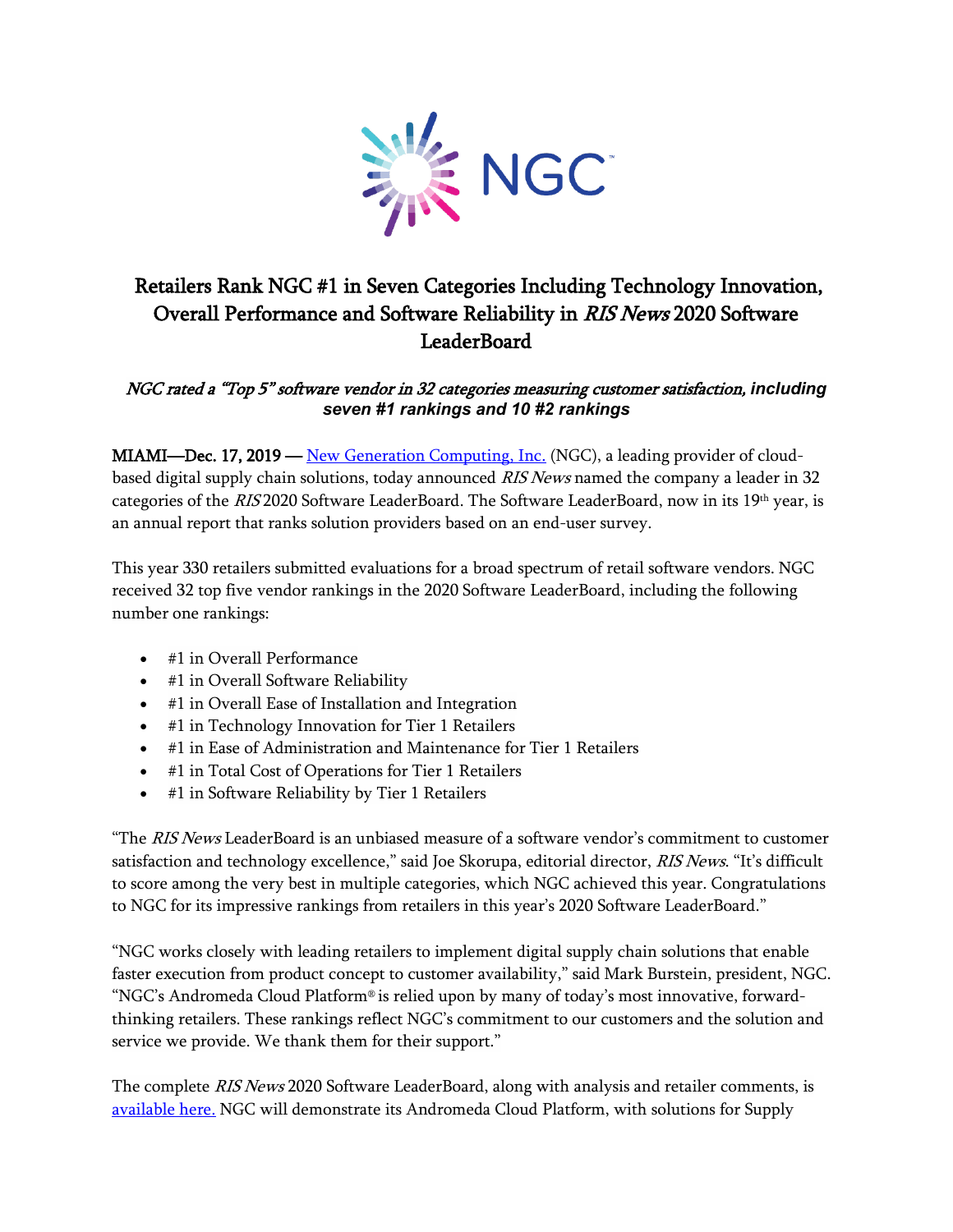NGC™

# Retailers Rank NGC #1 in Seven Categories Including Technology Innovation, Overall Performance and Software Reliability in *RIS News* 2020 Software LeaderBoard

### *NGC rated a "Top 5" software vendor in 32 categories measuring customer satisfaction, including seven #1 rankings and 10 #2 rankings*

**MIAMI—Dec. 17, 2019 —** [New Generation Computing, Inc.](#) (NGC), a leading provider of cloud-based digital supply chain solutions, today announced *RIS News* named the company a leader in 32 categories of the *RIS* 2020 Software LeaderBoard. The Software LeaderBoard, now in its 19th year, is an annual report that ranks solution providers based on an end-user survey.

This year 330 retailers submitted evaluations for a broad spectrum of retail software vendors. NGC received 32 top five vendor rankings in the 2020 Software LeaderBoard, including the following number one rankings:

- #1 in Overall Performance
- #1 in Overall Software Reliability
- #1 in Overall Ease of Installation and Integration
- #1 in Technology Innovation for Tier 1 Retailers
- #1 in Ease of Administration and Maintenance for Tier 1 Retailers
- #1 in Total Cost of Operations for Tier 1 Retailers
- #1 in Software Reliability by Tier 1 Retailers

"The *RIS News* LeaderBoard is an unbiased measure of a software vendor's commitment to customer satisfaction and technology excellence," said Joe Skorupa, editorial director, *RIS News*. "It's difficult to score among the very best in multiple categories, which NGC achieved this year. Congratulations to NGC for its impressive rankings from retailers in this year's 2020 Software LeaderBoard."

"NGC works closely with leading retailers to implement digital supply chain solutions that enable faster execution from product concept to customer availability," said Mark Burstein, president, NGC. "NGC's Andromeda Cloud Platform® is relied upon by many of today's most innovative, forward-thinking retailers. These rankings reflect NGC's commitment to our customers and the solution and service we provide. We thank them for their support."

The complete *RIS News* 2020 Software LeaderBoard, along with analysis and retailer comments, is [available here.](#) NGC will demonstrate its Andromeda Cloud Platform, with solutions for Supply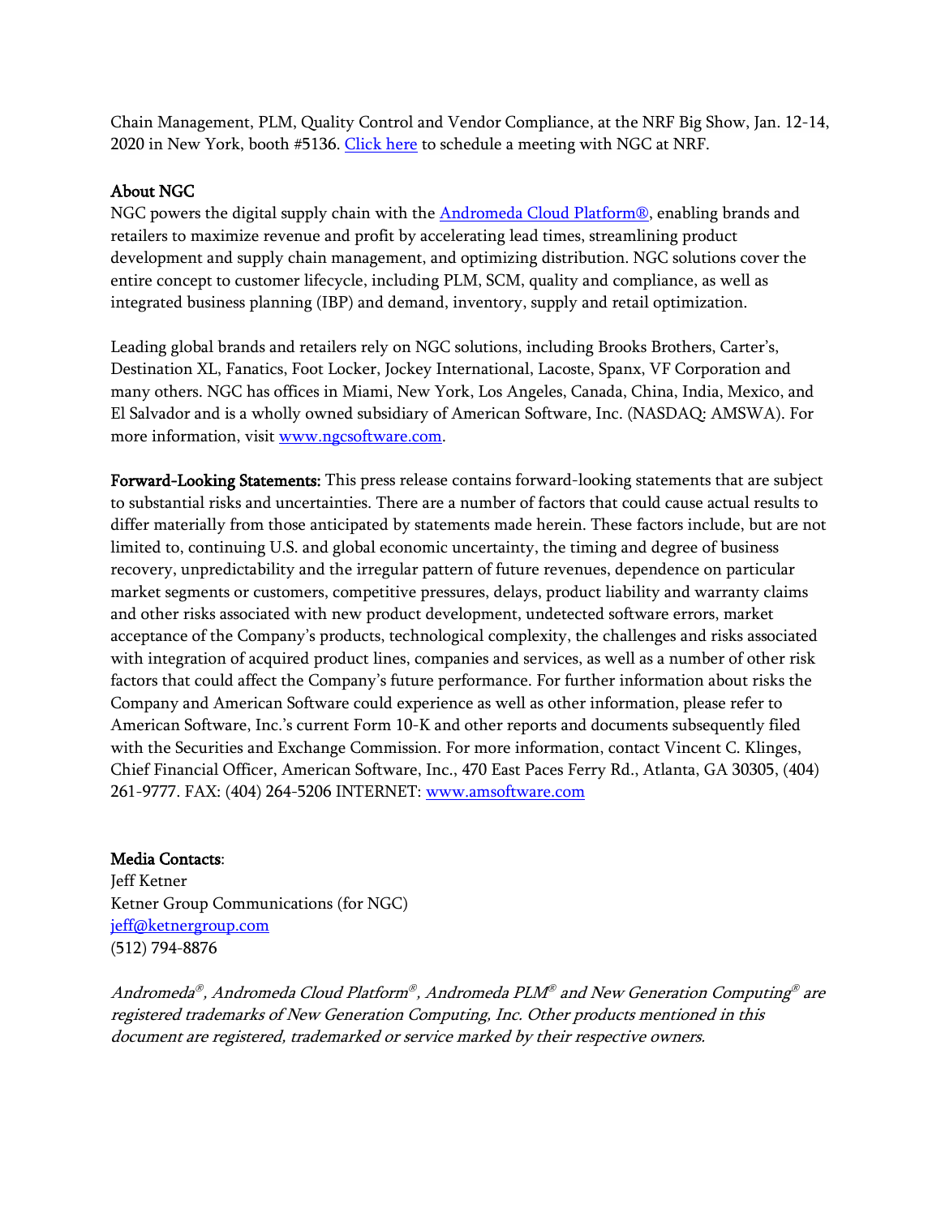Chain Management, PLM, Quality Control and Vendor Compliance, at the NRF Big Show, Jan. 12-14, 2020 in New York, booth #5136. [Click here](#) to schedule a meeting with NGC at NRF.

**About NGC**
NGC powers the digital supply chain with the [Andromeda Cloud Platform®](#), enabling brands and retailers to maximize revenue and profit by accelerating lead times, streamlining product development and supply chain management, and optimizing distribution. NGC solutions cover the entire concept to customer lifecycle, including PLM, SCM, quality and compliance, as well as integrated business planning (IBP) and demand, inventory, supply and retail optimization.

Leading global brands and retailers rely on NGC solutions, including Brooks Brothers, Carter's, Destination XL, Fanatics, Foot Locker, Jockey International, Lacoste, Spanx, VF Corporation and many others. NGC has offices in Miami, New York, Los Angeles, Canada, China, India, Mexico, and El Salvador and is a wholly owned subsidiary of American Software, Inc. (NASDAQ: AMSWA). For more information, visit [www.ngcsoftware.com](http://www.ngcsoftware.com).

**Forward-Looking Statements:** This press release contains forward-looking statements that are subject to substantial risks and uncertainties. There are a number of factors that could cause actual results to differ materially from those anticipated by statements made herein. These factors include, but are not limited to, continuing U.S. and global economic uncertainty, the timing and degree of business recovery, unpredictability and the irregular pattern of future revenues, dependence on particular market segments or customers, competitive pressures, delays, product liability and warranty claims and other risks associated with new product development, undetected software errors, market acceptance of the Company's products, technological complexity, the challenges and risks associated with integration of acquired product lines, companies and services, as well as a number of other risk factors that could affect the Company's future performance. For further information about risks the Company and American Software could experience as well as other information, please refer to American Software, Inc.'s current Form 10-K and other reports and documents subsequently filed with the Securities and Exchange Commission. For more information, contact Vincent C. Klinges, Chief Financial Officer, American Software, Inc., 470 East Paces Ferry Rd., Atlanta, GA 30305, (404) 261-9777. FAX: (404) 264-5206 INTERNET: [www.amsoftware.com](http://www.amsoftware.com)

**Media Contacts**:
Jeff Ketner
Ketner Group Communications (for NGC)
[jeff@ketnergroup.com](mailto:jeff@ketnergroup.com)
(512) 794-8876

*Andromeda®, Andromeda Cloud Platform®, Andromeda PLM® and New Generation Computing® are registered trademarks of New Generation Computing, Inc. Other products mentioned in this document are registered, trademarked or service marked by their respective owners.*